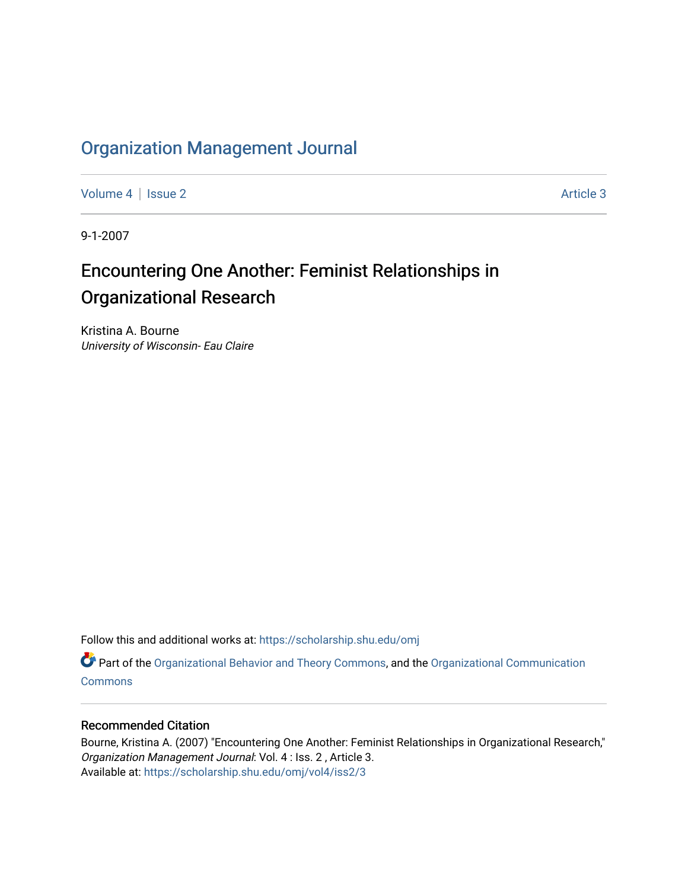# Organization Management Journal

Volume 4 | Issue 2 Article 3

9-1-2007

## Encountering One Another: Feminist Relationships in Organizational Research

Kristina A. Bourne
*University of Wisconsin- Eau Claire*

Follow this and additional works at: https://scholarship.shu.edu/omj

Part of the Organizational Behavior and Theory Commons, and the Organizational Communication Commons

### Recommended Citation

Bourne, Kristina A. (2007) "Encountering One Another: Feminist Relationships in Organizational Research," *Organization Management Journal*: Vol. 4 : Iss. 2 , Article 3.
Available at: https://scholarship.shu.edu/omj/vol4/iss2/3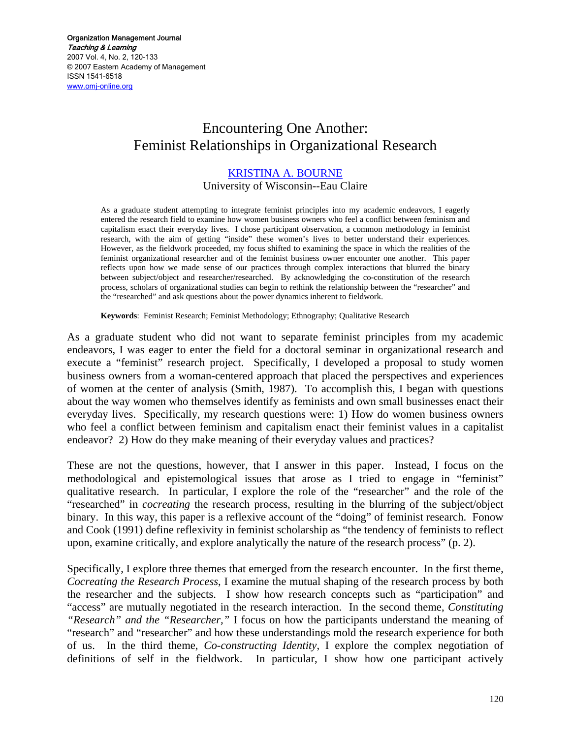# Encountering One Another: Feminist Relationships in Organizational Research

**KRISTINA A. BOURNE**
University of Wisconsin--Eau Claire

As a graduate student attempting to integrate feminist principles into my academic endeavors, I eagerly entered the research field to examine how women business owners who feel a conflict between feminism and capitalism enact their everyday lives. I chose participant observation, a common methodology in feminist research, with the aim of getting "inside" these women's lives to better understand their experiences. However, as the fieldwork proceeded, my focus shifted to examining the space in which the realities of the feminist organizational researcher and of the feminist business owner encounter one another. This paper reflects upon how we made sense of our practices through complex interactions that blurred the binary between subject/object and researcher/researched. By acknowledging the co-constitution of the research process, scholars of organizational studies can begin to rethink the relationship between the "researcher" and the "researched" and ask questions about the power dynamics inherent to fieldwork.

**Keywords**: Feminist Research; Feminist Methodology; Ethnography; Qualitative Research

As a graduate student who did not want to separate feminist principles from my academic endeavors, I was eager to enter the field for a doctoral seminar in organizational research and execute a "feminist" research project. Specifically, I developed a proposal to study women business owners from a woman-centered approach that placed the perspectives and experiences of women at the center of analysis (Smith, 1987). To accomplish this, I began with questions about the way women who themselves identify as feminists and own small businesses enact their everyday lives. Specifically, my research questions were: 1) How do women business owners who feel a conflict between feminism and capitalism enact their feminist values in a capitalist endeavor? 2) How do they make meaning of their everyday values and practices?

These are not the questions, however, that I answer in this paper. Instead, I focus on the methodological and epistemological issues that arose as I tried to engage in "feminist" qualitative research. In particular, I explore the role of the "researcher" and the role of the "researched" in *cocreating* the research process, resulting in the blurring of the subject/object binary. In this way, this paper is a reflexive account of the "doing" of feminist research. Fonow and Cook (1991) define reflexivity in feminist scholarship as "the tendency of feminists to reflect upon, examine critically, and explore analytically the nature of the research process" (p. 2).

Specifically, I explore three themes that emerged from the research encounter. In the first theme, *Cocreating the Research Process*, I examine the mutual shaping of the research process by both the researcher and the subjects. I show how research concepts such as "participation" and "access" are mutually negotiated in the research interaction. In the second theme, *Constituting "Research" and the "Researcher,"* I focus on how the participants understand the meaning of "research" and "researcher" and how these understandings mold the research experience for both of us. In the third theme, *Co-constructing Identity*, I explore the complex negotiation of definitions of self in the fieldwork. In particular, I show how one participant actively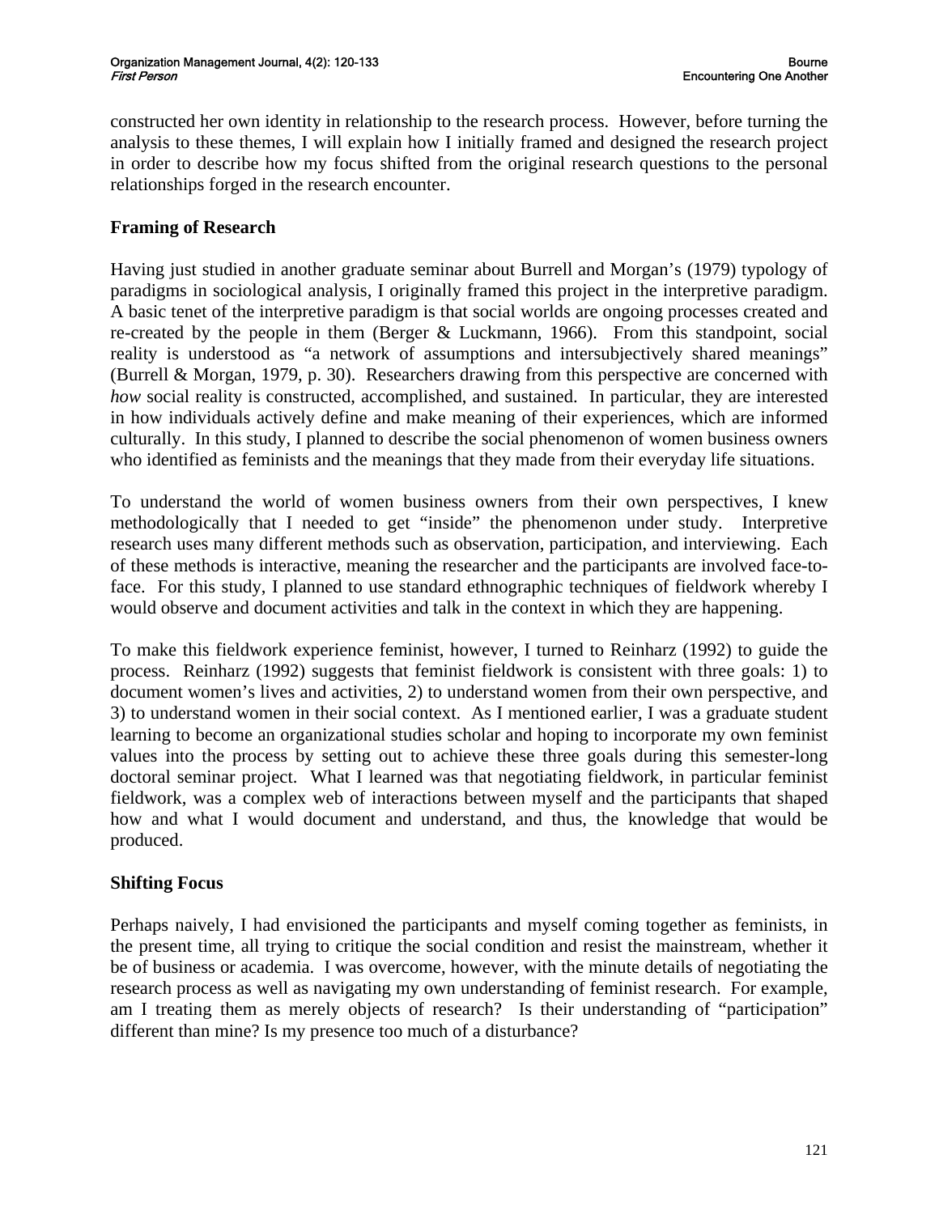constructed her own identity in relationship to the research process. However, before turning the analysis to these themes, I will explain how I initially framed and designed the research project in order to describe how my focus shifted from the original research questions to the personal relationships forged in the research encounter.

### Framing of Research

Having just studied in another graduate seminar about Burrell and Morgan's (1979) typology of paradigms in sociological analysis, I originally framed this project in the interpretive paradigm. A basic tenet of the interpretive paradigm is that social worlds are ongoing processes created and re-created by the people in them (Berger & Luckmann, 1966). From this standpoint, social reality is understood as "a network of assumptions and intersubjectively shared meanings" (Burrell & Morgan, 1979, p. 30). Researchers drawing from this perspective are concerned with *how* social reality is constructed, accomplished, and sustained. In particular, they are interested in how individuals actively define and make meaning of their experiences, which are informed culturally. In this study, I planned to describe the social phenomenon of women business owners who identified as feminists and the meanings that they made from their everyday life situations.

To understand the world of women business owners from their own perspectives, I knew methodologically that I needed to get "inside" the phenomenon under study. Interpretive research uses many different methods such as observation, participation, and interviewing. Each of these methods is interactive, meaning the researcher and the participants are involved face-to-face. For this study, I planned to use standard ethnographic techniques of fieldwork whereby I would observe and document activities and talk in the context in which they are happening.

To make this fieldwork experience feminist, however, I turned to Reinharz (1992) to guide the process. Reinharz (1992) suggests that feminist fieldwork is consistent with three goals: 1) to document women's lives and activities, 2) to understand women from their own perspective, and 3) to understand women in their social context. As I mentioned earlier, I was a graduate student learning to become an organizational studies scholar and hoping to incorporate my own feminist values into the process by setting out to achieve these three goals during this semester-long doctoral seminar project. What I learned was that negotiating fieldwork, in particular feminist fieldwork, was a complex web of interactions between myself and the participants that shaped how and what I would document and understand, and thus, the knowledge that would be produced.

### Shifting Focus

Perhaps naively, I had envisioned the participants and myself coming together as feminists, in the present time, all trying to critique the social condition and resist the mainstream, whether it be of business or academia. I was overcome, however, with the minute details of negotiating the research process as well as navigating my own understanding of feminist research. For example, am I treating them as merely objects of research? Is their understanding of "participation" different than mine? Is my presence too much of a disturbance?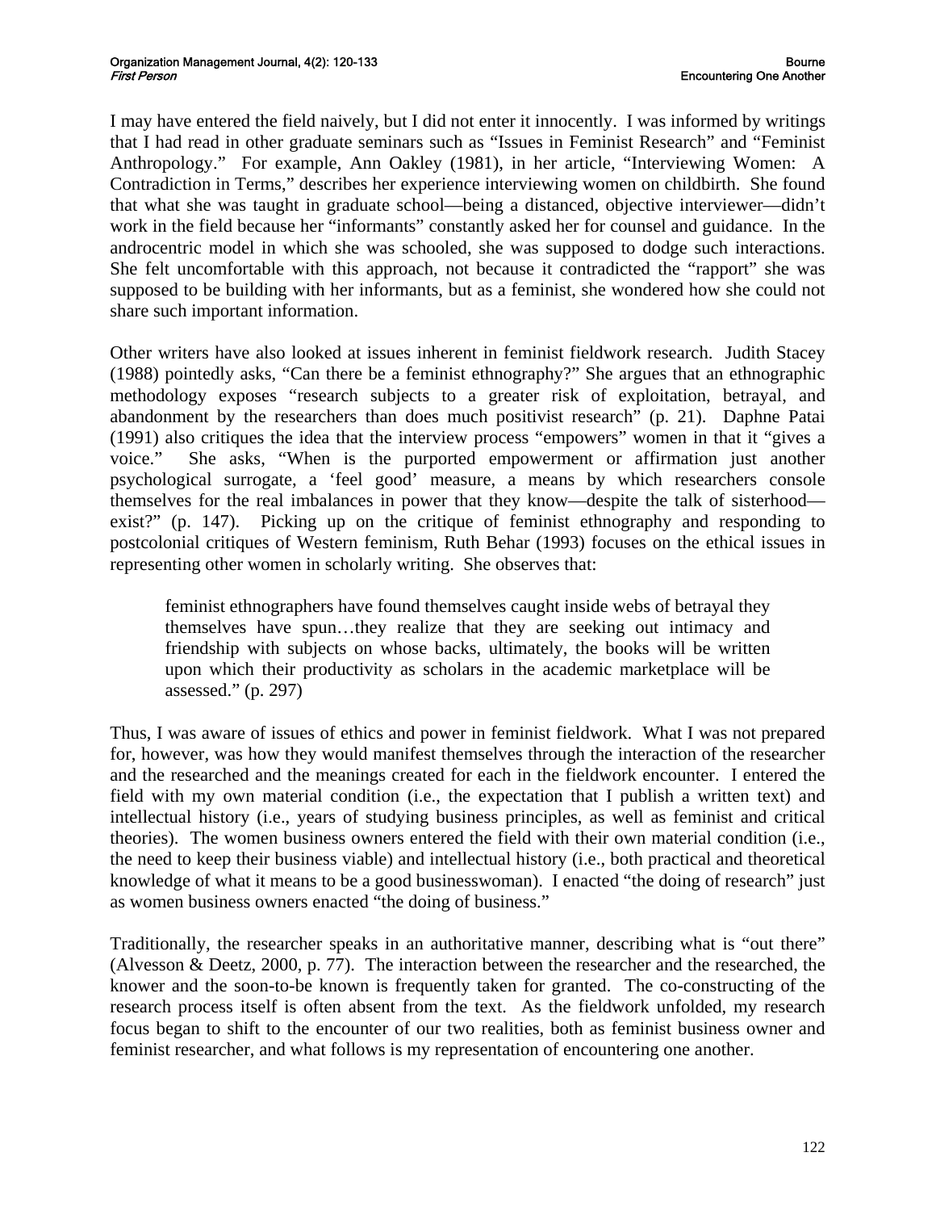I may have entered the field naively, but I did not enter it innocently. I was informed by writings that I had read in other graduate seminars such as "Issues in Feminist Research" and "Feminist Anthropology." For example, Ann Oakley (1981), in her article, "Interviewing Women: A Contradiction in Terms," describes her experience interviewing women on childbirth. She found that what she was taught in graduate school—being a distanced, objective interviewer—didn't work in the field because her "informants" constantly asked her for counsel and guidance. In the androcentric model in which she was schooled, she was supposed to dodge such interactions. She felt uncomfortable with this approach, not because it contradicted the "rapport" she was supposed to be building with her informants, but as a feminist, she wondered how she could not share such important information.

Other writers have also looked at issues inherent in feminist fieldwork research. Judith Stacey (1988) pointedly asks, "Can there be a feminist ethnography?" She argues that an ethnographic methodology exposes "research subjects to a greater risk of exploitation, betrayal, and abandonment by the researchers than does much positivist research" (p. 21). Daphne Patai (1991) also critiques the idea that the interview process "empowers" women in that it "gives a voice." She asks, "When is the purported empowerment or affirmation just another psychological surrogate, a 'feel good' measure, a means by which researchers console themselves for the real imbalances in power that they know—despite the talk of sisterhood—exist?" (p. 147). Picking up on the critique of feminist ethnography and responding to postcolonial critiques of Western feminism, Ruth Behar (1993) focuses on the ethical issues in representing other women in scholarly writing. She observes that:

> feminist ethnographers have found themselves caught inside webs of betrayal they themselves have spun…they realize that they are seeking out intimacy and friendship with subjects on whose backs, ultimately, the books will be written upon which their productivity as scholars in the academic marketplace will be assessed." (p. 297)

Thus, I was aware of issues of ethics and power in feminist fieldwork. What I was not prepared for, however, was how they would manifest themselves through the interaction of the researcher and the researched and the meanings created for each in the fieldwork encounter. I entered the field with my own material condition (i.e., the expectation that I publish a written text) and intellectual history (i.e., years of studying business principles, as well as feminist and critical theories). The women business owners entered the field with their own material condition (i.e., the need to keep their business viable) and intellectual history (i.e., both practical and theoretical knowledge of what it means to be a good businesswoman). I enacted "the doing of research" just as women business owners enacted "the doing of business."

Traditionally, the researcher speaks in an authoritative manner, describing what is "out there" (Alvesson & Deetz, 2000, p. 77). The interaction between the researcher and the researched, the knower and the soon-to-be known is frequently taken for granted. The co-constructing of the research process itself is often absent from the text. As the fieldwork unfolded, my research focus began to shift to the encounter of our two realities, both as feminist business owner and feminist researcher, and what follows is my representation of encountering one another.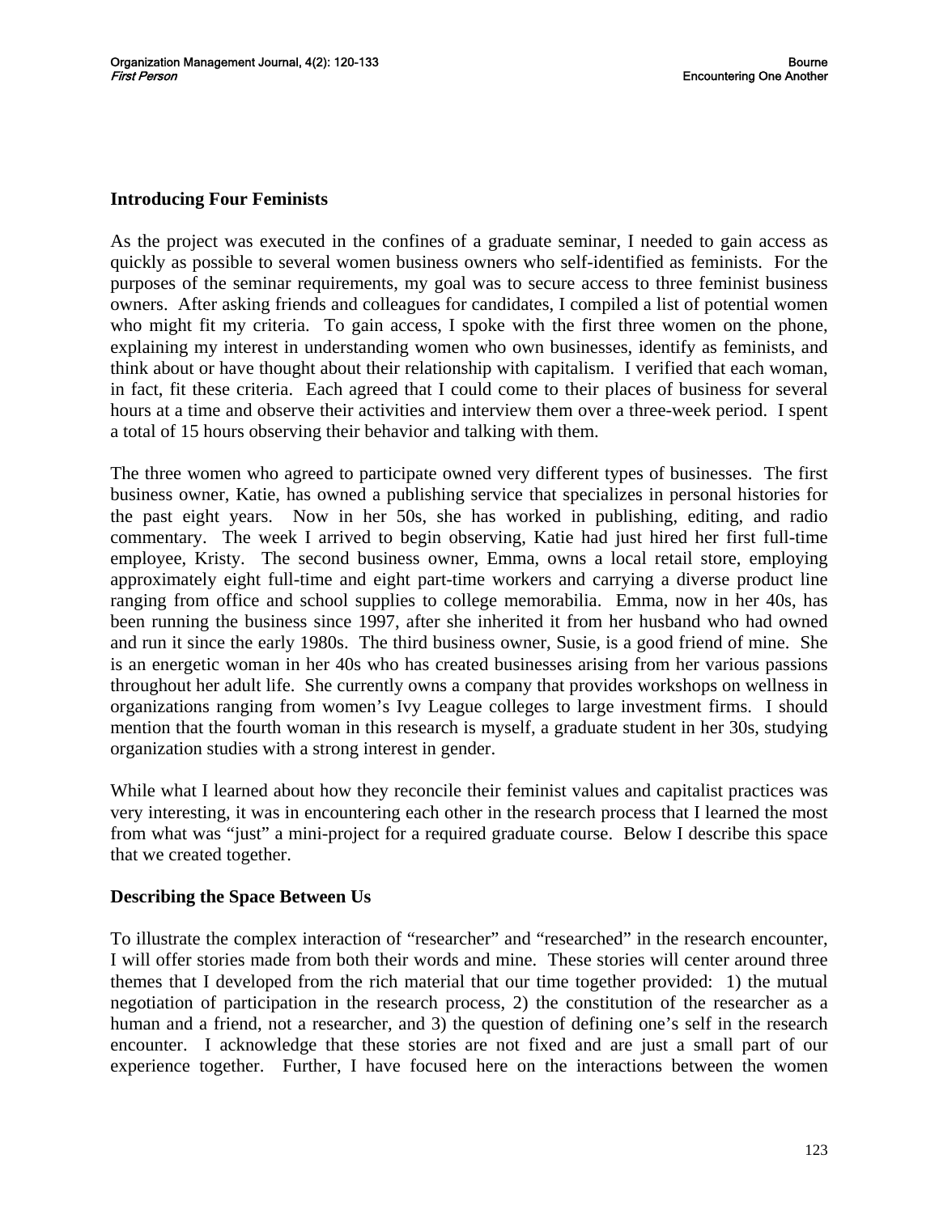**Introducing Four Feminists**

As the project was executed in the confines of a graduate seminar, I needed to gain access as quickly as possible to several women business owners who self-identified as feminists. For the purposes of the seminar requirements, my goal was to secure access to three feminist business owners. After asking friends and colleagues for candidates, I compiled a list of potential women who might fit my criteria. To gain access, I spoke with the first three women on the phone, explaining my interest in understanding women who own businesses, identify as feminists, and think about or have thought about their relationship with capitalism. I verified that each woman, in fact, fit these criteria. Each agreed that I could come to their places of business for several hours at a time and observe their activities and interview them over a three-week period. I spent a total of 15 hours observing their behavior and talking with them.

The three women who agreed to participate owned very different types of businesses. The first business owner, Katie, has owned a publishing service that specializes in personal histories for the past eight years. Now in her 50s, she has worked in publishing, editing, and radio commentary. The week I arrived to begin observing, Katie had just hired her first full-time employee, Kristy. The second business owner, Emma, owns a local retail store, employing approximately eight full-time and eight part-time workers and carrying a diverse product line ranging from office and school supplies to college memorabilia. Emma, now in her 40s, has been running the business since 1997, after she inherited it from her husband who had owned and run it since the early 1980s. The third business owner, Susie, is a good friend of mine. She is an energetic woman in her 40s who has created businesses arising from her various passions throughout her adult life. She currently owns a company that provides workshops on wellness in organizations ranging from women's Ivy League colleges to large investment firms. I should mention that the fourth woman in this research is myself, a graduate student in her 30s, studying organization studies with a strong interest in gender.

While what I learned about how they reconcile their feminist values and capitalist practices was very interesting, it was in encountering each other in the research process that I learned the most from what was "just" a mini-project for a required graduate course. Below I describe this space that we created together.

**Describing the Space Between Us**

To illustrate the complex interaction of "researcher" and "researched" in the research encounter, I will offer stories made from both their words and mine. These stories will center around three themes that I developed from the rich material that our time together provided: 1) the mutual negotiation of participation in the research process, 2) the constitution of the researcher as a human and a friend, not a researcher, and 3) the question of defining one's self in the research encounter. I acknowledge that these stories are not fixed and are just a small part of our experience together. Further, I have focused here on the interactions between the women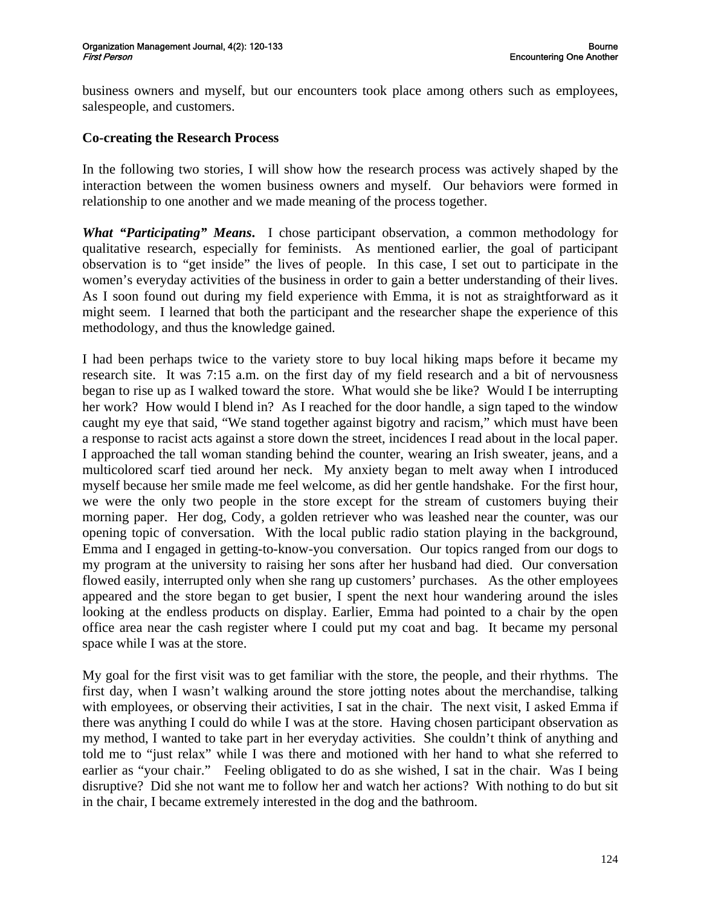business owners and myself, but our encounters took place among others such as employees, salespeople, and customers.

### Co-creating the Research Process

In the following two stories, I will show how the research process was actively shaped by the interaction between the women business owners and myself. Our behaviors were formed in relationship to one another and we made meaning of the process together.

***What "Participating" Means*.** I chose participant observation, a common methodology for qualitative research, especially for feminists. As mentioned earlier, the goal of participant observation is to "get inside" the lives of people. In this case, I set out to participate in the women's everyday activities of the business in order to gain a better understanding of their lives. As I soon found out during my field experience with Emma, it is not as straightforward as it might seem. I learned that both the participant and the researcher shape the experience of this methodology, and thus the knowledge gained.

I had been perhaps twice to the variety store to buy local hiking maps before it became my research site. It was 7:15 a.m. on the first day of my field research and a bit of nervousness began to rise up as I walked toward the store. What would she be like? Would I be interrupting her work? How would I blend in? As I reached for the door handle, a sign taped to the window caught my eye that said, "We stand together against bigotry and racism," which must have been a response to racist acts against a store down the street, incidences I read about in the local paper. I approached the tall woman standing behind the counter, wearing an Irish sweater, jeans, and a multicolored scarf tied around her neck. My anxiety began to melt away when I introduced myself because her smile made me feel welcome, as did her gentle handshake. For the first hour, we were the only two people in the store except for the stream of customers buying their morning paper. Her dog, Cody, a golden retriever who was leashed near the counter, was our opening topic of conversation. With the local public radio station playing in the background, Emma and I engaged in getting-to-know-you conversation. Our topics ranged from our dogs to my program at the university to raising her sons after her husband had died. Our conversation flowed easily, interrupted only when she rang up customers' purchases. As the other employees appeared and the store began to get busier, I spent the next hour wandering around the isles looking at the endless products on display. Earlier, Emma had pointed to a chair by the open office area near the cash register where I could put my coat and bag. It became my personal space while I was at the store.

My goal for the first visit was to get familiar with the store, the people, and their rhythms. The first day, when I wasn't walking around the store jotting notes about the merchandise, talking with employees, or observing their activities, I sat in the chair. The next visit, I asked Emma if there was anything I could do while I was at the store. Having chosen participant observation as my method, I wanted to take part in her everyday activities. She couldn't think of anything and told me to "just relax" while I was there and motioned with her hand to what she referred to earlier as "your chair." Feeling obligated to do as she wished, I sat in the chair. Was I being disruptive? Did she not want me to follow her and watch her actions? With nothing to do but sit in the chair, I became extremely interested in the dog and the bathroom.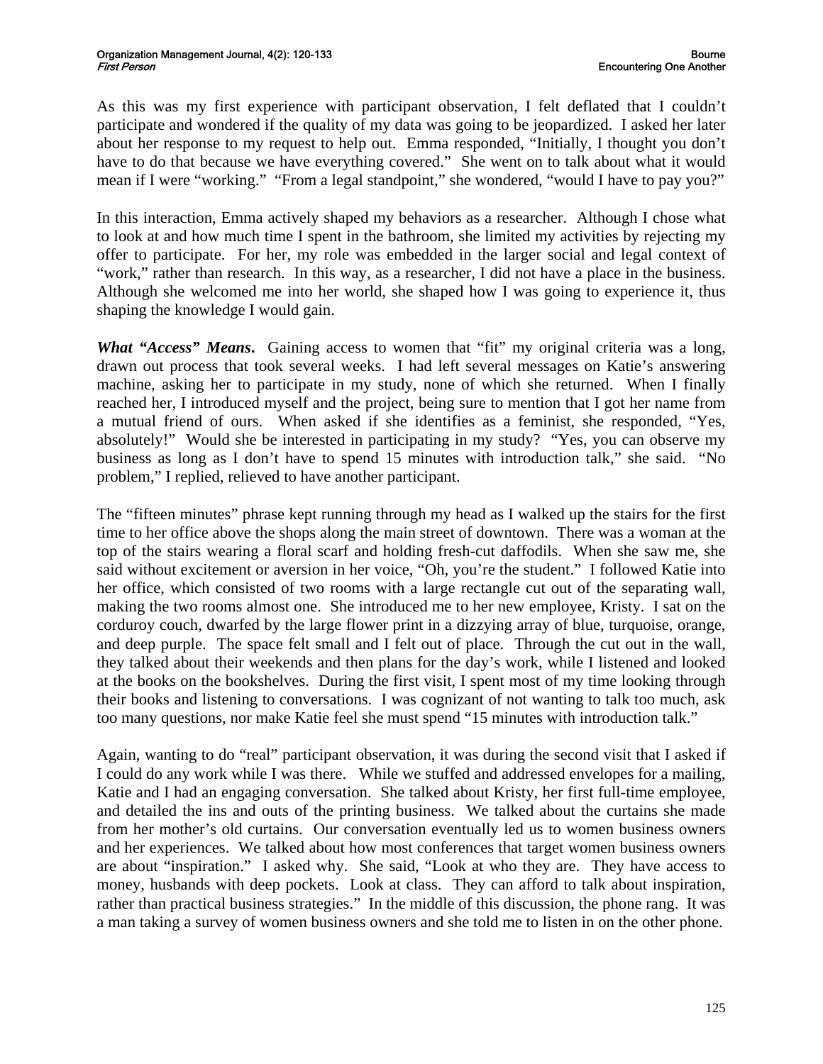As this was my first experience with participant observation, I felt deflated that I couldn't participate and wondered if the quality of my data was going to be jeopardized. I asked her later about her response to my request to help out. Emma responded, "Initially, I thought you don't have to do that because we have everything covered." She went on to talk about what it would mean if I were "working." "From a legal standpoint," she wondered, "would I have to pay you?"

In this interaction, Emma actively shaped my behaviors as a researcher. Although I chose what to look at and how much time I spent in the bathroom, she limited my activities by rejecting my offer to participate. For her, my role was embedded in the larger social and legal context of "work," rather than research. In this way, as a researcher, I did not have a place in the business. Although she welcomed me into her world, she shaped how I was going to experience it, thus shaping the knowledge I would gain.

***What "Access" Means.*** Gaining access to women that "fit" my original criteria was a long, drawn out process that took several weeks. I had left several messages on Katie's answering machine, asking her to participate in my study, none of which she returned. When I finally reached her, I introduced myself and the project, being sure to mention that I got her name from a mutual friend of ours. When asked if she identifies as a feminist, she responded, "Yes, absolutely!" Would she be interested in participating in my study? "Yes, you can observe my business as long as I don't have to spend 15 minutes with introduction talk," she said. "No problem," I replied, relieved to have another participant.

The "fifteen minutes" phrase kept running through my head as I walked up the stairs for the first time to her office above the shops along the main street of downtown. There was a woman at the top of the stairs wearing a floral scarf and holding fresh-cut daffodils. When she saw me, she said without excitement or aversion in her voice, "Oh, you're the student." I followed Katie into her office, which consisted of two rooms with a large rectangle cut out of the separating wall, making the two rooms almost one. She introduced me to her new employee, Kristy. I sat on the corduroy couch, dwarfed by the large flower print in a dizzying array of blue, turquoise, orange, and deep purple. The space felt small and I felt out of place. Through the cut out in the wall, they talked about their weekends and then plans for the day's work, while I listened and looked at the books on the bookshelves. During the first visit, I spent most of my time looking through their books and listening to conversations. I was cognizant of not wanting to talk too much, ask too many questions, nor make Katie feel she must spend "15 minutes with introduction talk."

Again, wanting to do "real" participant observation, it was during the second visit that I asked if I could do any work while I was there. While we stuffed and addressed envelopes for a mailing, Katie and I had an engaging conversation. She talked about Kristy, her first full-time employee, and detailed the ins and outs of the printing business. We talked about the curtains she made from her mother's old curtains. Our conversation eventually led us to women business owners and her experiences. We talked about how most conferences that target women business owners are about "inspiration." I asked why. She said, "Look at who they are. They have access to money, husbands with deep pockets. Look at class. They can afford to talk about inspiration, rather than practical business strategies." In the middle of this discussion, the phone rang. It was a man taking a survey of women business owners and she told me to listen in on the other phone.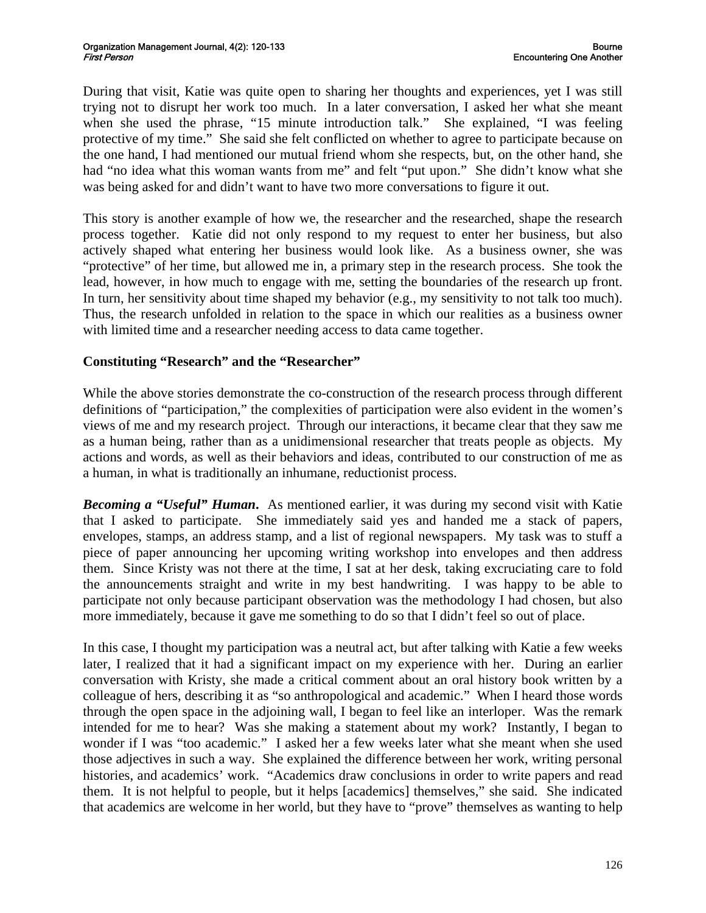During that visit, Katie was quite open to sharing her thoughts and experiences, yet I was still trying not to disrupt her work too much. In a later conversation, I asked her what she meant when she used the phrase, "15 minute introduction talk." She explained, "I was feeling protective of my time." She said she felt conflicted on whether to agree to participate because on the one hand, I had mentioned our mutual friend whom she respects, but, on the other hand, she had "no idea what this woman wants from me" and felt "put upon." She didn't know what she was being asked for and didn't want to have two more conversations to figure it out.

This story is another example of how we, the researcher and the researched, shape the research process together. Katie did not only respond to my request to enter her business, but also actively shaped what entering her business would look like. As a business owner, she was "protective" of her time, but allowed me in, a primary step in the research process. She took the lead, however, in how much to engage with me, setting the boundaries of the research up front. In turn, her sensitivity about time shaped my behavior (e.g., my sensitivity to not talk too much). Thus, the research unfolded in relation to the space in which our realities as a business owner with limited time and a researcher needing access to data came together.

**Constituting "Research" and the "Researcher"**

While the above stories demonstrate the co-construction of the research process through different definitions of "participation," the complexities of participation were also evident in the women's views of me and my research project. Through our interactions, it became clear that they saw me as a human being, rather than as a unidimensional researcher that treats people as objects. My actions and words, as well as their behaviors and ideas, contributed to our construction of me as a human, in what is traditionally an inhumane, reductionist process.

***Becoming a "Useful" Human***. As mentioned earlier, it was during my second visit with Katie that I asked to participate. She immediately said yes and handed me a stack of papers, envelopes, stamps, an address stamp, and a list of regional newspapers. My task was to stuff a piece of paper announcing her upcoming writing workshop into envelopes and then address them. Since Kristy was not there at the time, I sat at her desk, taking excruciating care to fold the announcements straight and write in my best handwriting. I was happy to be able to participate not only because participant observation was the methodology I had chosen, but also more immediately, because it gave me something to do so that I didn't feel so out of place.

In this case, I thought my participation was a neutral act, but after talking with Katie a few weeks later, I realized that it had a significant impact on my experience with her. During an earlier conversation with Kristy, she made a critical comment about an oral history book written by a colleague of hers, describing it as "so anthropological and academic." When I heard those words through the open space in the adjoining wall, I began to feel like an interloper. Was the remark intended for me to hear? Was she making a statement about my work? Instantly, I began to wonder if I was "too academic." I asked her a few weeks later what she meant when she used those adjectives in such a way. She explained the difference between her work, writing personal histories, and academics' work. "Academics draw conclusions in order to write papers and read them. It is not helpful to people, but it helps [academics] themselves," she said. She indicated that academics are welcome in her world, but they have to "prove" themselves as wanting to help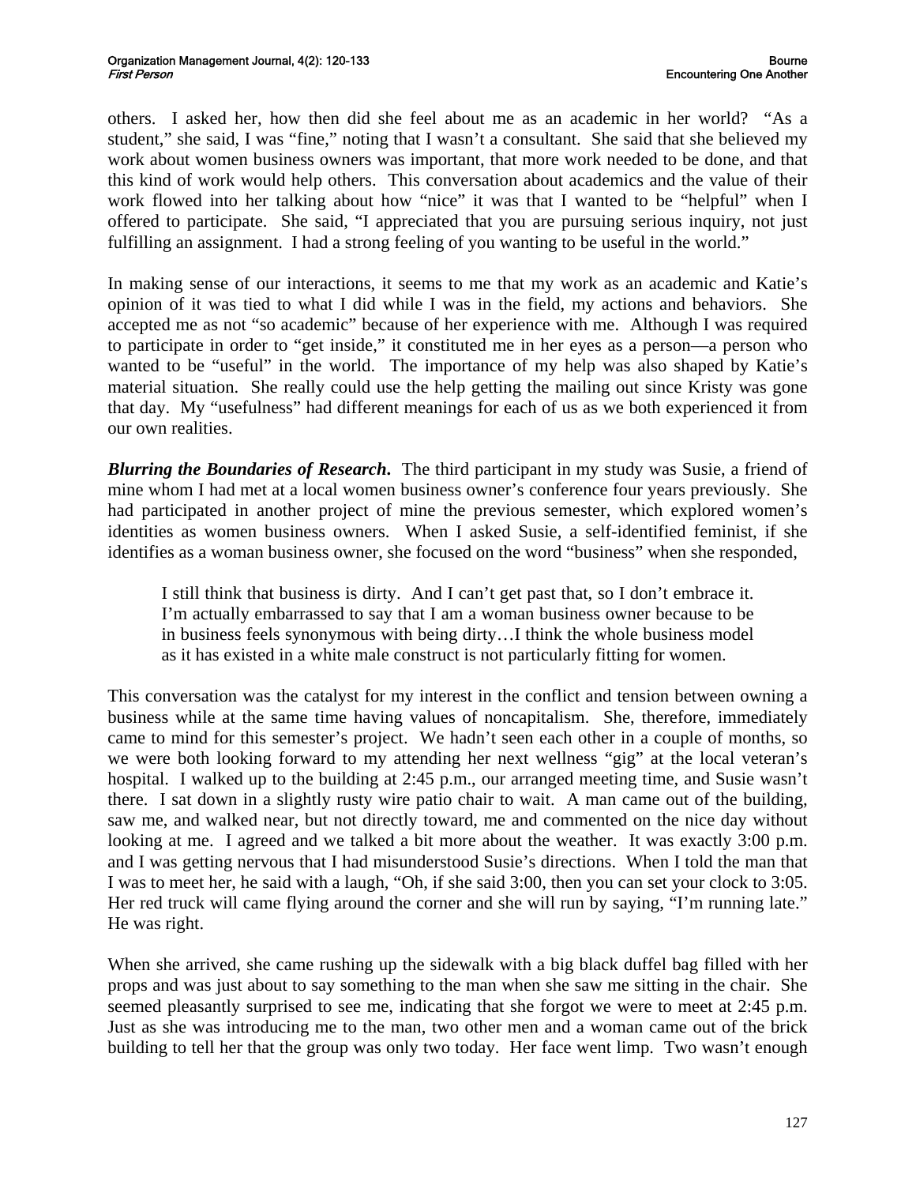others. I asked her, how then did she feel about me as an academic in her world? "As a student," she said, I was "fine," noting that I wasn't a consultant. She said that she believed my work about women business owners was important, that more work needed to be done, and that this kind of work would help others. This conversation about academics and the value of their work flowed into her talking about how "nice" it was that I wanted to be "helpful" when I offered to participate. She said, "I appreciated that you are pursuing serious inquiry, not just fulfilling an assignment. I had a strong feeling of you wanting to be useful in the world."

In making sense of our interactions, it seems to me that my work as an academic and Katie's opinion of it was tied to what I did while I was in the field, my actions and behaviors. She accepted me as not "so academic" because of her experience with me. Although I was required to participate in order to "get inside," it constituted me in her eyes as a person—a person who wanted to be "useful" in the world. The importance of my help was also shaped by Katie's material situation. She really could use the help getting the mailing out since Kristy was gone that day. My "usefulness" had different meanings for each of us as we both experienced it from our own realities.

***Blurring the Boundaries of Research***. The third participant in my study was Susie, a friend of mine whom I had met at a local women business owner's conference four years previously. She had participated in another project of mine the previous semester, which explored women's identities as women business owners. When I asked Susie, a self-identified feminist, if she identifies as a woman business owner, she focused on the word "business" when she responded,

> I still think that business is dirty. And I can't get past that, so I don't embrace it. I'm actually embarrassed to say that I am a woman business owner because to be in business feels synonymous with being dirty…I think the whole business model as it has existed in a white male construct is not particularly fitting for women.

This conversation was the catalyst for my interest in the conflict and tension between owning a business while at the same time having values of noncapitalism. She, therefore, immediately came to mind for this semester's project. We hadn't seen each other in a couple of months, so we were both looking forward to my attending her next wellness "gig" at the local veteran's hospital. I walked up to the building at 2:45 p.m., our arranged meeting time, and Susie wasn't there. I sat down in a slightly rusty wire patio chair to wait. A man came out of the building, saw me, and walked near, but not directly toward, me and commented on the nice day without looking at me. I agreed and we talked a bit more about the weather. It was exactly 3:00 p.m. and I was getting nervous that I had misunderstood Susie's directions. When I told the man that I was to meet her, he said with a laugh, "Oh, if she said 3:00, then you can set your clock to 3:05. Her red truck will came flying around the corner and she will run by saying, "I'm running late." He was right.

When she arrived, she came rushing up the sidewalk with a big black duffel bag filled with her props and was just about to say something to the man when she saw me sitting in the chair. She seemed pleasantly surprised to see me, indicating that she forgot we were to meet at 2:45 p.m. Just as she was introducing me to the man, two other men and a woman came out of the brick building to tell her that the group was only two today. Her face went limp. Two wasn't enough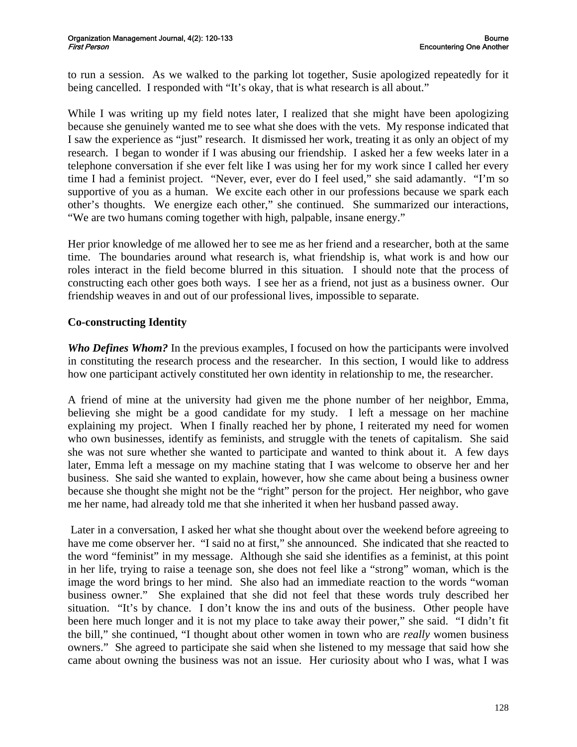to run a session. As we walked to the parking lot together, Susie apologized repeatedly for it being cancelled. I responded with "It's okay, that is what research is all about."

While I was writing up my field notes later, I realized that she might have been apologizing because she genuinely wanted me to see what she does with the vets. My response indicated that I saw the experience as "just" research. It dismissed her work, treating it as only an object of my research. I began to wonder if I was abusing our friendship. I asked her a few weeks later in a telephone conversation if she ever felt like I was using her for my work since I called her every time I had a feminist project. "Never, ever, ever do I feel used," she said adamantly. "I'm so supportive of you as a human. We excite each other in our professions because we spark each other's thoughts. We energize each other," she continued. She summarized our interactions, "We are two humans coming together with high, palpable, insane energy."

Her prior knowledge of me allowed her to see me as her friend and a researcher, both at the same time. The boundaries around what research is, what friendship is, what work is and how our roles interact in the field become blurred in this situation. I should note that the process of constructing each other goes both ways. I see her as a friend, not just as a business owner. Our friendship weaves in and out of our professional lives, impossible to separate.

### Co-constructing Identity

***Who Defines Whom?*** In the previous examples, I focused on how the participants were involved in constituting the research process and the researcher. In this section, I would like to address how one participant actively constituted her own identity in relationship to me, the researcher.

A friend of mine at the university had given me the phone number of her neighbor, Emma, believing she might be a good candidate for my study. I left a message on her machine explaining my project. When I finally reached her by phone, I reiterated my need for women who own businesses, identify as feminists, and struggle with the tenets of capitalism. She said she was not sure whether she wanted to participate and wanted to think about it. A few days later, Emma left a message on my machine stating that I was welcome to observe her and her business. She said she wanted to explain, however, how she came about being a business owner because she thought she might not be the "right" person for the project. Her neighbor, who gave me her name, had already told me that she inherited it when her husband passed away.

Later in a conversation, I asked her what she thought about over the weekend before agreeing to have me come observer her. "I said no at first," she announced. She indicated that she reacted to the word "feminist" in my message. Although she said she identifies as a feminist, at this point in her life, trying to raise a teenage son, she does not feel like a "strong" woman, which is the image the word brings to her mind. She also had an immediate reaction to the words "woman business owner." She explained that she did not feel that these words truly described her situation. "It's by chance. I don't know the ins and outs of the business. Other people have been here much longer and it is not my place to take away their power," she said. "I didn't fit the bill," she continued, "I thought about other women in town who are *really* women business owners." She agreed to participate she said when she listened to my message that said how she came about owning the business was not an issue. Her curiosity about who I was, what I was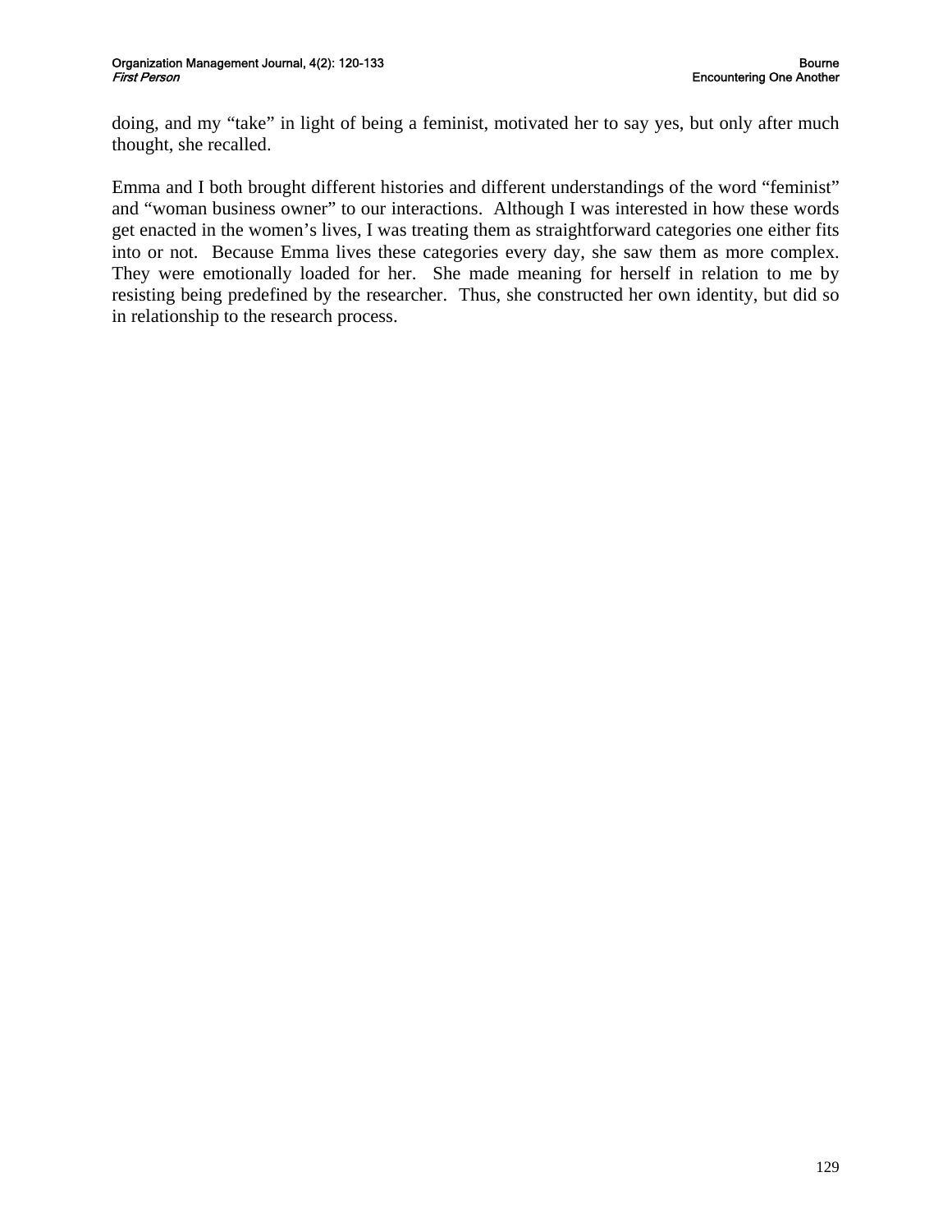doing, and my "take" in light of being a feminist, motivated her to say yes, but only after much thought, she recalled.

Emma and I both brought different histories and different understandings of the word "feminist" and "woman business owner" to our interactions. Although I was interested in how these words get enacted in the women's lives, I was treating them as straightforward categories one either fits into or not. Because Emma lives these categories every day, she saw them as more complex. They were emotionally loaded for her. She made meaning for herself in relation to me by resisting being predefined by the researcher. Thus, she constructed her own identity, but did so in relationship to the research process.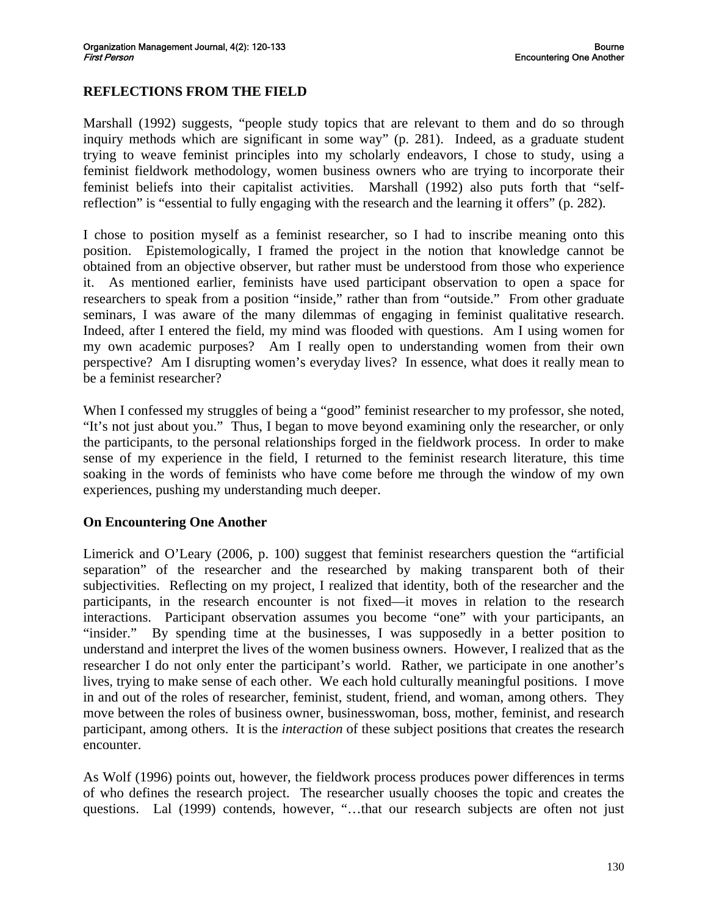## REFLECTIONS FROM THE FIELD

Marshall (1992) suggests, "people study topics that are relevant to them and do so through inquiry methods which are significant in some way" (p. 281). Indeed, as a graduate student trying to weave feminist principles into my scholarly endeavors, I chose to study, using a feminist fieldwork methodology, women business owners who are trying to incorporate their feminist beliefs into their capitalist activities. Marshall (1992) also puts forth that "self-reflection" is "essential to fully engaging with the research and the learning it offers" (p. 282).

I chose to position myself as a feminist researcher, so I had to inscribe meaning onto this position. Epistemologically, I framed the project in the notion that knowledge cannot be obtained from an objective observer, but rather must be understood from those who experience it. As mentioned earlier, feminists have used participant observation to open a space for researchers to speak from a position "inside," rather than from "outside." From other graduate seminars, I was aware of the many dilemmas of engaging in feminist qualitative research. Indeed, after I entered the field, my mind was flooded with questions. Am I using women for my own academic purposes? Am I really open to understanding women from their own perspective? Am I disrupting women's everyday lives? In essence, what does it really mean to be a feminist researcher?

When I confessed my struggles of being a "good" feminist researcher to my professor, she noted, "It's not just about you." Thus, I began to move beyond examining only the researcher, or only the participants, to the personal relationships forged in the fieldwork process. In order to make sense of my experience in the field, I returned to the feminist research literature, this time soaking in the words of feminists who have come before me through the window of my own experiences, pushing my understanding much deeper.

### On Encountering One Another

Limerick and O'Leary (2006, p. 100) suggest that feminist researchers question the "artificial separation" of the researcher and the researched by making transparent both of their subjectivities. Reflecting on my project, I realized that identity, both of the researcher and the participants, in the research encounter is not fixed—it moves in relation to the research interactions. Participant observation assumes you become "one" with your participants, an "insider." By spending time at the businesses, I was supposedly in a better position to understand and interpret the lives of the women business owners. However, I realized that as the researcher I do not only enter the participant's world. Rather, we participate in one another's lives, trying to make sense of each other. We each hold culturally meaningful positions. I move in and out of the roles of researcher, feminist, student, friend, and woman, among others. They move between the roles of business owner, businesswoman, boss, mother, feminist, and research participant, among others. It is the *interaction* of these subject positions that creates the research encounter.

As Wolf (1996) points out, however, the fieldwork process produces power differences in terms of who defines the research project. The researcher usually chooses the topic and creates the questions. Lal (1999) contends, however, "…that our research subjects are often not just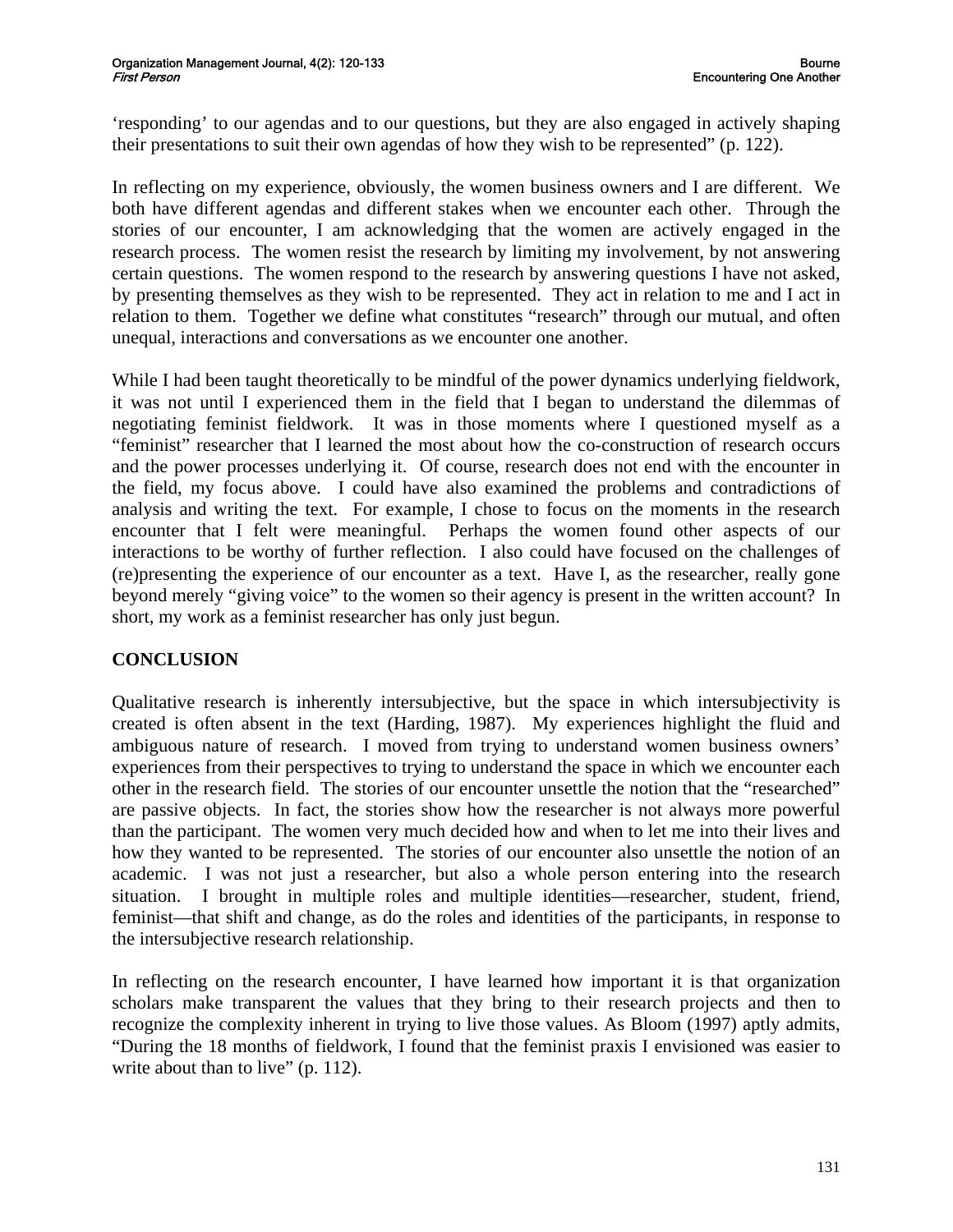'responding' to our agendas and to our questions, but they are also engaged in actively shaping their presentations to suit their own agendas of how they wish to be represented" (p. 122).

In reflecting on my experience, obviously, the women business owners and I are different. We both have different agendas and different stakes when we encounter each other. Through the stories of our encounter, I am acknowledging that the women are actively engaged in the research process. The women resist the research by limiting my involvement, by not answering certain questions. The women respond to the research by answering questions I have not asked, by presenting themselves as they wish to be represented. They act in relation to me and I act in relation to them. Together we define what constitutes "research" through our mutual, and often unequal, interactions and conversations as we encounter one another.

While I had been taught theoretically to be mindful of the power dynamics underlying fieldwork, it was not until I experienced them in the field that I began to understand the dilemmas of negotiating feminist fieldwork. It was in those moments where I questioned myself as a "feminist" researcher that I learned the most about how the co-construction of research occurs and the power processes underlying it. Of course, research does not end with the encounter in the field, my focus above. I could have also examined the problems and contradictions of analysis and writing the text. For example, I chose to focus on the moments in the research encounter that I felt were meaningful. Perhaps the women found other aspects of our interactions to be worthy of further reflection. I also could have focused on the challenges of (re)presenting the experience of our encounter as a text. Have I, as the researcher, really gone beyond merely "giving voice" to the women so their agency is present in the written account? In short, my work as a feminist researcher has only just begun.

## CONCLUSION

Qualitative research is inherently intersubjective, but the space in which intersubjectivity is created is often absent in the text (Harding, 1987). My experiences highlight the fluid and ambiguous nature of research. I moved from trying to understand women business owners' experiences from their perspectives to trying to understand the space in which we encounter each other in the research field. The stories of our encounter unsettle the notion that the "researched" are passive objects. In fact, the stories show how the researcher is not always more powerful than the participant. The women very much decided how and when to let me into their lives and how they wanted to be represented. The stories of our encounter also unsettle the notion of an academic. I was not just a researcher, but also a whole person entering into the research situation. I brought in multiple roles and multiple identities—researcher, student, friend, feminist—that shift and change, as do the roles and identities of the participants, in response to the intersubjective research relationship.

In reflecting on the research encounter, I have learned how important it is that organization scholars make transparent the values that they bring to their research projects and then to recognize the complexity inherent in trying to live those values. As Bloom (1997) aptly admits, "During the 18 months of fieldwork, I found that the feminist praxis I envisioned was easier to write about than to live" (p. 112).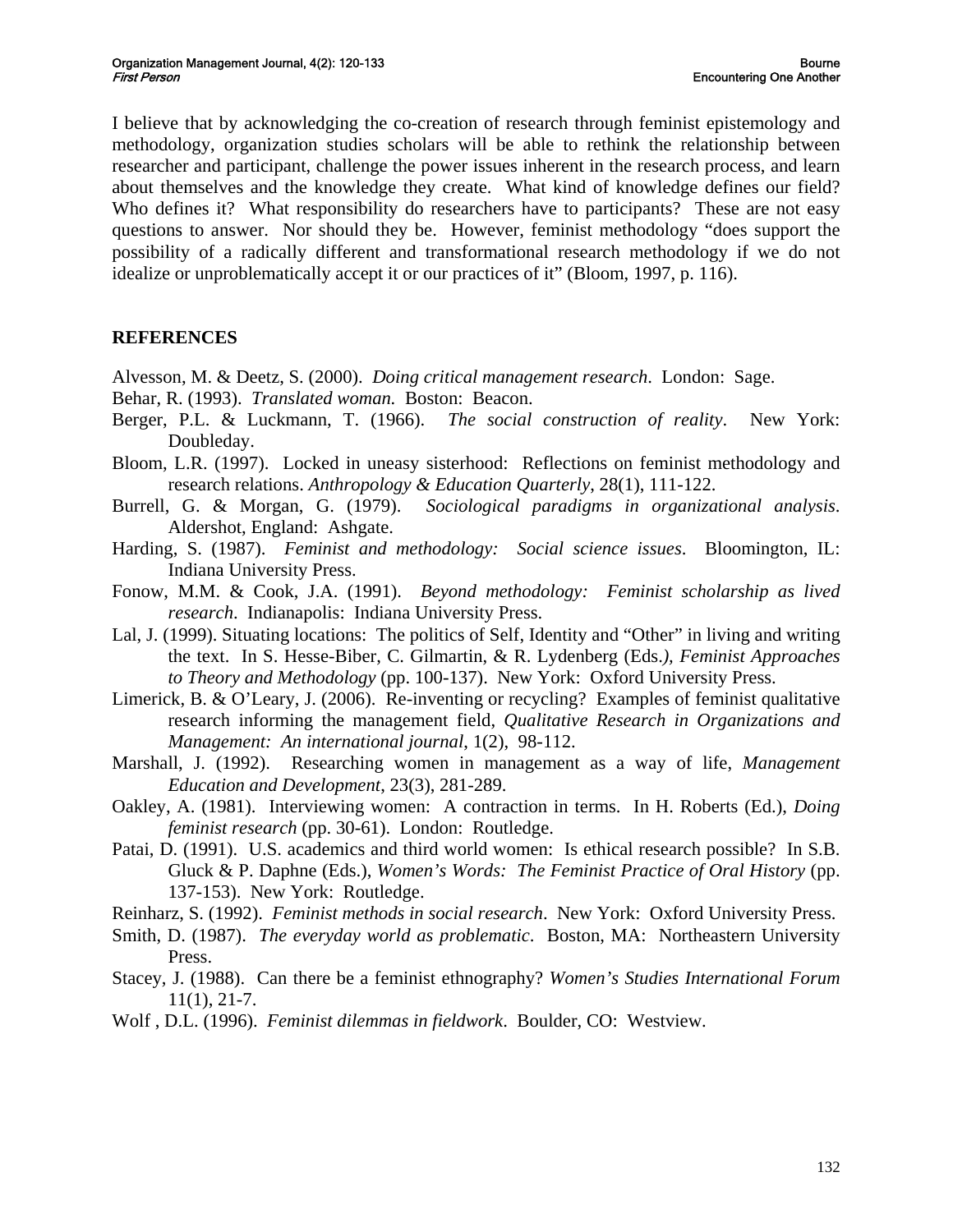I believe that by acknowledging the co-creation of research through feminist epistemology and methodology, organization studies scholars will be able to rethink the relationship between researcher and participant, challenge the power issues inherent in the research process, and learn about themselves and the knowledge they create. What kind of knowledge defines our field? Who defines it? What responsibility do researchers have to participants? These are not easy questions to answer. Nor should they be. However, feminist methodology "does support the possibility of a radically different and transformational research methodology if we do not idealize or unproblematically accept it or our practices of it" (Bloom, 1997, p. 116).

## REFERENCES

Alvesson, M. & Deetz, S. (2000). *Doing critical management research*. London: Sage.

Behar, R. (1993). *Translated woman.* Boston: Beacon.

Berger, P.L. & Luckmann, T. (1966). *The social construction of reality*. New York: Doubleday.

Bloom, L.R. (1997). Locked in uneasy sisterhood: Reflections on feminist methodology and research relations. *Anthropology & Education Quarterly*, 28(1), 111-122.

Burrell, G. & Morgan, G. (1979). *Sociological paradigms in organizational analysis*. Aldershot, England: Ashgate.

Harding, S. (1987). *Feminist and methodology: Social science issues*. Bloomington, IL: Indiana University Press.

Fonow, M.M. & Cook, J.A. (1991). *Beyond methodology: Feminist scholarship as lived research*. Indianapolis: Indiana University Press.

Lal, J. (1999). Situating locations: The politics of Self, Identity and "Other" in living and writing the text. In S. Hesse-Biber, C. Gilmartin, & R. Lydenberg (Eds.*), Feminist Approaches to Theory and Methodology* (pp. 100-137). New York: Oxford University Press.

Limerick, B. & O'Leary, J. (2006). Re-inventing or recycling? Examples of feminist qualitative research informing the management field, *Qualitative Research in Organizations and Management: An international journal*, 1(2), 98-112.

Marshall, J. (1992). Researching women in management as a way of life, *Management Education and Development*, 23(3), 281-289.

Oakley, A. (1981). Interviewing women: A contraction in terms. In H. Roberts (Ed.), *Doing feminist research* (pp. 30-61). London: Routledge.

Patai, D. (1991). U.S. academics and third world women: Is ethical research possible? In S.B. Gluck & P. Daphne (Eds.), *Women's Words: The Feminist Practice of Oral History* (pp. 137-153). New York: Routledge.

Reinharz, S. (1992). *Feminist methods in social research*. New York: Oxford University Press.

Smith, D. (1987). *The everyday world as problematic*. Boston, MA: Northeastern University Press.

Stacey, J. (1988). Can there be a feminist ethnography? *Women's Studies International Forum* 11(1), 21-7.

Wolf , D.L. (1996). *Feminist dilemmas in fieldwork*. Boulder, CO: Westview.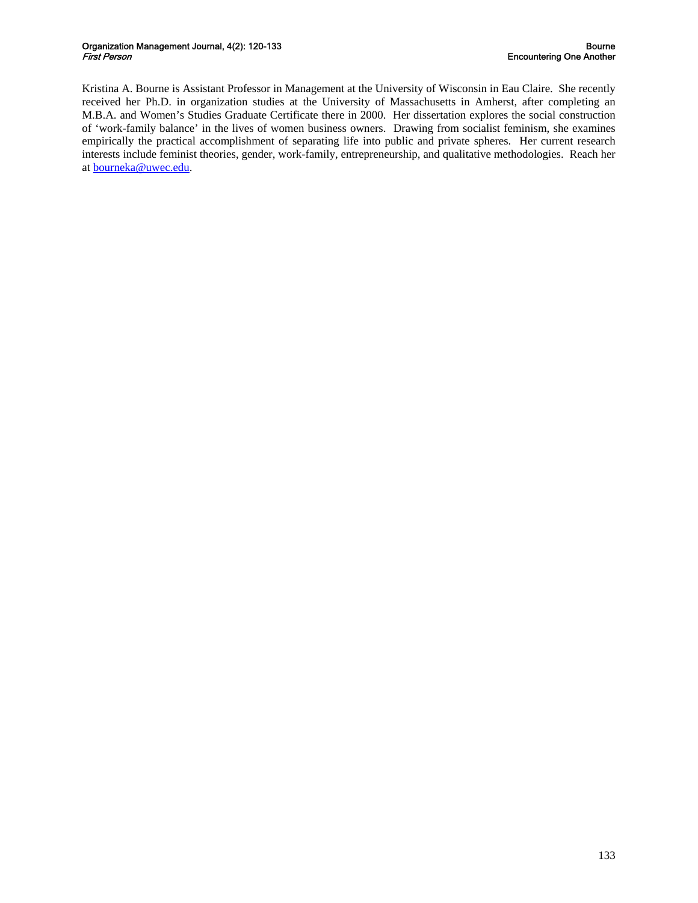Kristina A. Bourne is Assistant Professor in Management at the University of Wisconsin in Eau Claire. She recently received her Ph.D. in organization studies at the University of Massachusetts in Amherst, after completing an M.B.A. and Women's Studies Graduate Certificate there in 2000. Her dissertation explores the social construction of 'work-family balance' in the lives of women business owners. Drawing from socialist feminism, she examines empirically the practical accomplishment of separating life into public and private spheres. Her current research interests include feminist theories, gender, work-family, entrepreneurship, and qualitative methodologies. Reach her at bourneka@uwec.edu.